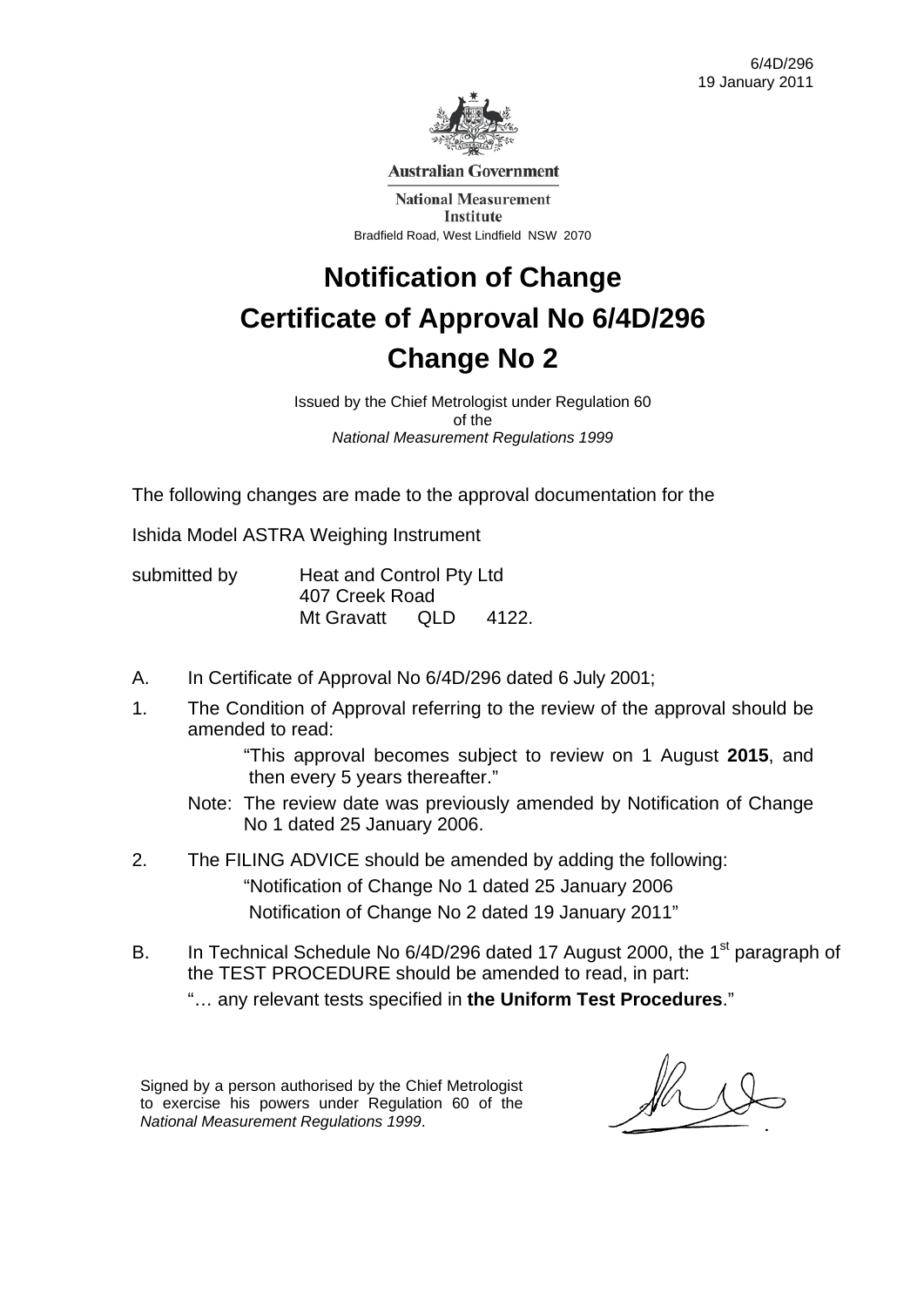6/4D/296
19 January 2011

**Australian Government**

**National Measurement Institute**

Bradfield Road, West Lindfield NSW 2070

# Notification of Change
# Certificate of Approval No 6/4D/296
# Change No 2

Issued by the Chief Metrologist under Regulation 60
of the
*National Measurement Regulations 1999*

The following changes are made to the approval documentation for the

Ishida Model ASTRA Weighing Instrument

submitted by Heat and Control Pty Ltd
407 Creek Road
Mt Gravatt QLD 4122.

A. In Certificate of Approval No 6/4D/296 dated 6 July 2001;

1. The Condition of Approval referring to the review of the approval should be amended to read:

   "This approval becomes subject to review on 1 August **2015**, and then every 5 years thereafter."

   Note: The review date was previously amended by Notification of Change No 1 dated 25 January 2006.

2. The FILING ADVICE should be amended by adding the following:

   "Notification of Change No 1 dated 25 January 2006
   Notification of Change No 2 dated 19 January 2011"

B. In Technical Schedule No 6/4D/296 dated 17 August 2000, the 1st paragraph of the TEST PROCEDURE should be amended to read, in part:

   "… any relevant tests specified in **the Uniform Test Procedures**."

Signed by a person authorised by the Chief Metrologist to exercise his powers under Regulation 60 of the *National Measurement Regulations 1999*.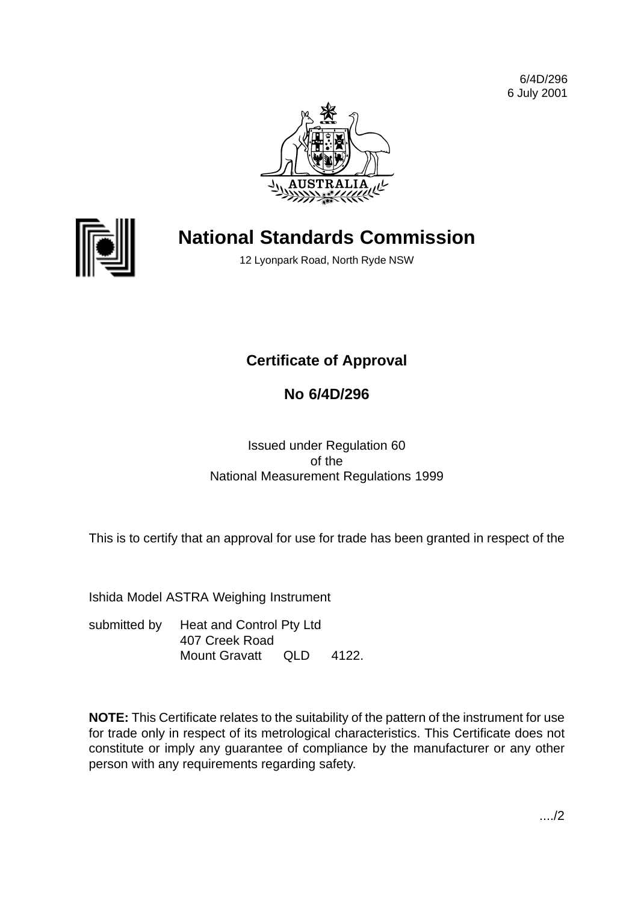6/4D/296
6 July 2001

# National Standards Commission

12 Lyonpark Road, North Ryde NSW

## Certificate of Approval

## No 6/4D/296

Issued under Regulation 60
of the
National Measurement Regulations 1999

This is to certify that an approval for use for trade has been granted in respect of the

Ishida Model ASTRA Weighing Instrument

submitted by Heat and Control Pty Ltd
407 Creek Road
Mount Gravatt QLD 4122.

**NOTE:** This Certificate relates to the suitability of the pattern of the instrument for use for trade only in respect of its metrological characteristics. This Certificate does not constitute or imply any guarantee of compliance by the manufacturer or any other person with any requirements regarding safety.

..../2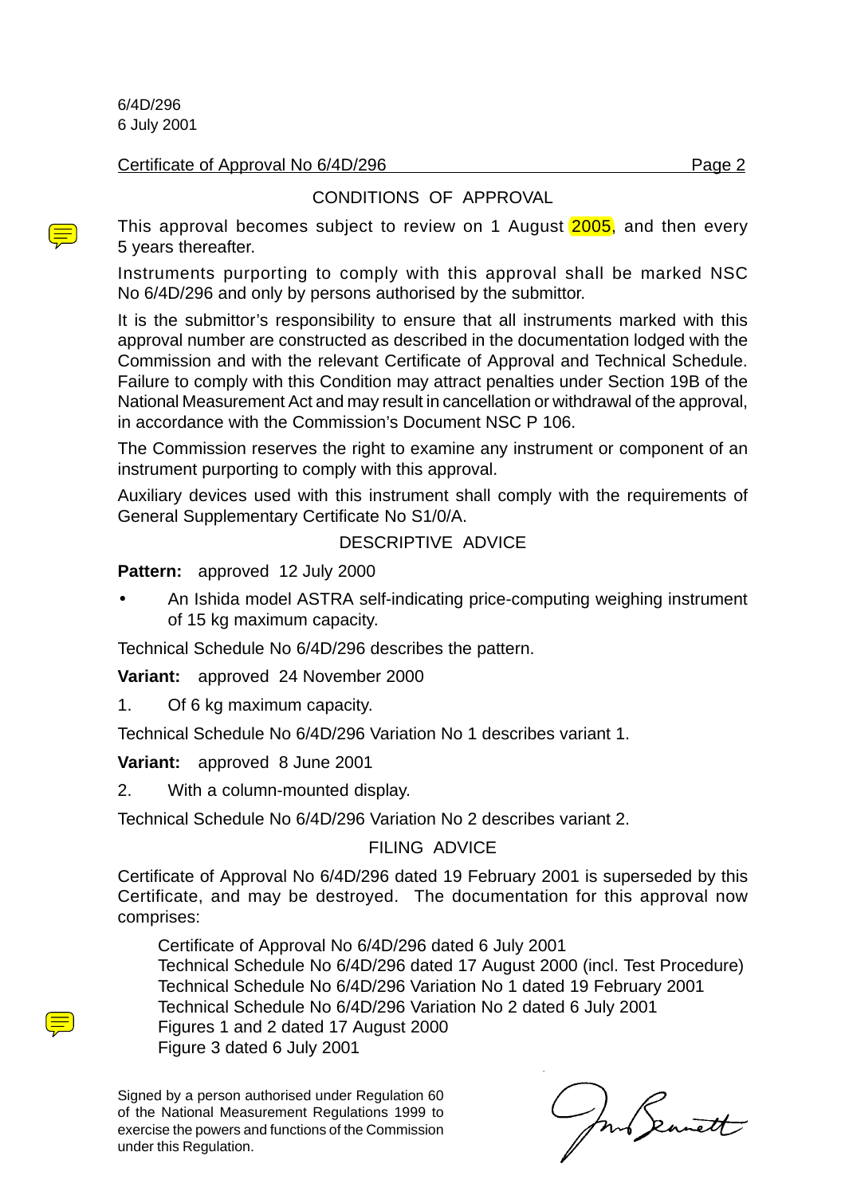6/4D/296
6 July 2001

Certificate of Approval No 6/4D/296 Page 2

## CONDITIONS OF APPROVAL

This approval becomes subject to review on 1 August 2005, and then every 5 years thereafter.

Instruments purporting to comply with this approval shall be marked NSC No 6/4D/296 and only by persons authorised by the submittor.

It is the submittor's responsibility to ensure that all instruments marked with this approval number are constructed as described in the documentation lodged with the Commission and with the relevant Certificate of Approval and Technical Schedule. Failure to comply with this Condition may attract penalties under Section 19B of the National Measurement Act and may result in cancellation or withdrawal of the approval, in accordance with the Commission's Document NSC P 106.

The Commission reserves the right to examine any instrument or component of an instrument purporting to comply with this approval.

Auxiliary devices used with this instrument shall comply with the requirements of General Supplementary Certificate No S1/0/A.

## DESCRIPTIVE ADVICE

**Pattern:** approved 12 July 2000

- An Ishida model ASTRA self-indicating price-computing weighing instrument of 15 kg maximum capacity.

Technical Schedule No 6/4D/296 describes the pattern.

**Variant:** approved 24 November 2000

1. Of 6 kg maximum capacity.

Technical Schedule No 6/4D/296 Variation No 1 describes variant 1.

**Variant:** approved 8 June 2001

2. With a column-mounted display.

Technical Schedule No 6/4D/296 Variation No 2 describes variant 2.

## FILING ADVICE

Certificate of Approval No 6/4D/296 dated 19 February 2001 is superseded by this Certificate, and may be destroyed. The documentation for this approval now comprises:

Certificate of Approval No 6/4D/296 dated 6 July 2001
Technical Schedule No 6/4D/296 dated 17 August 2000 (incl. Test Procedure)
Technical Schedule No 6/4D/296 Variation No 1 dated 19 February 2001
Technical Schedule No 6/4D/296 Variation No 2 dated 6 July 2001
Figures 1 and 2 dated 17 August 2000
Figure 3 dated 6 July 2001

Signed by a person authorised under Regulation 60 of the National Measurement Regulations 1999 to exercise the powers and functions of the Commission under this Regulation.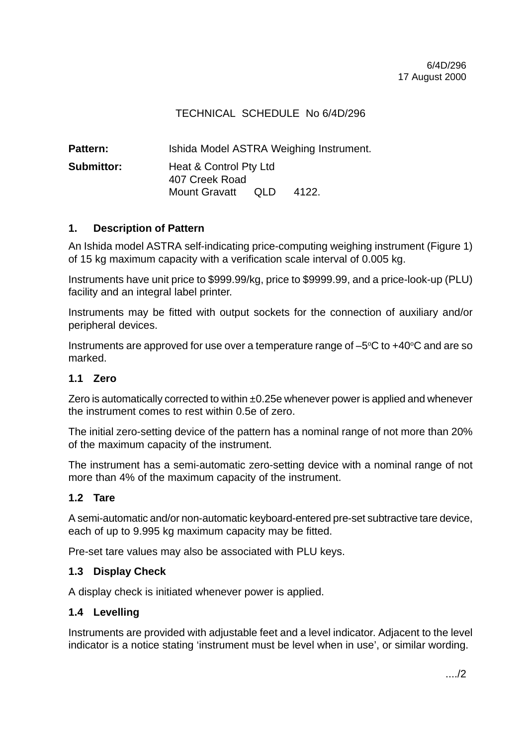6/4D/296
17 August 2000

TECHNICAL SCHEDULE No 6/4D/296

**Pattern:** Ishida Model ASTRA Weighing Instrument.

**Submittor:** Heat & Control Pty Ltd
407 Creek Road
Mount Gravatt QLD 4122.

## 1. Description of Pattern

An Ishida model ASTRA self-indicating price-computing weighing instrument (Figure 1) of 15 kg maximum capacity with a verification scale interval of 0.005 kg.

Instruments have unit price to $999.99/kg, price to $9999.99, and a price-look-up (PLU) facility and an integral label printer.

Instruments may be fitted with output sockets for the connection of auxiliary and/or peripheral devices.

Instruments are approved for use over a temperature range of –5°C to +40°C and are so marked.

### 1.1 Zero

Zero is automatically corrected to within ±0.25e whenever power is applied and whenever the instrument comes to rest within 0.5e of zero.

The initial zero-setting device of the pattern has a nominal range of not more than 20% of the maximum capacity of the instrument.

The instrument has a semi-automatic zero-setting device with a nominal range of not more than 4% of the maximum capacity of the instrument.

### 1.2 Tare

A semi-automatic and/or non-automatic keyboard-entered pre-set subtractive tare device, each of up to 9.995 kg maximum capacity may be fitted.

Pre-set tare values may also be associated with PLU keys.

### 1.3 Display Check

A display check is initiated whenever power is applied.

### 1.4 Levelling

Instruments are provided with adjustable feet and a level indicator. Adjacent to the level indicator is a notice stating 'instrument must be level when in use', or similar wording.

..../2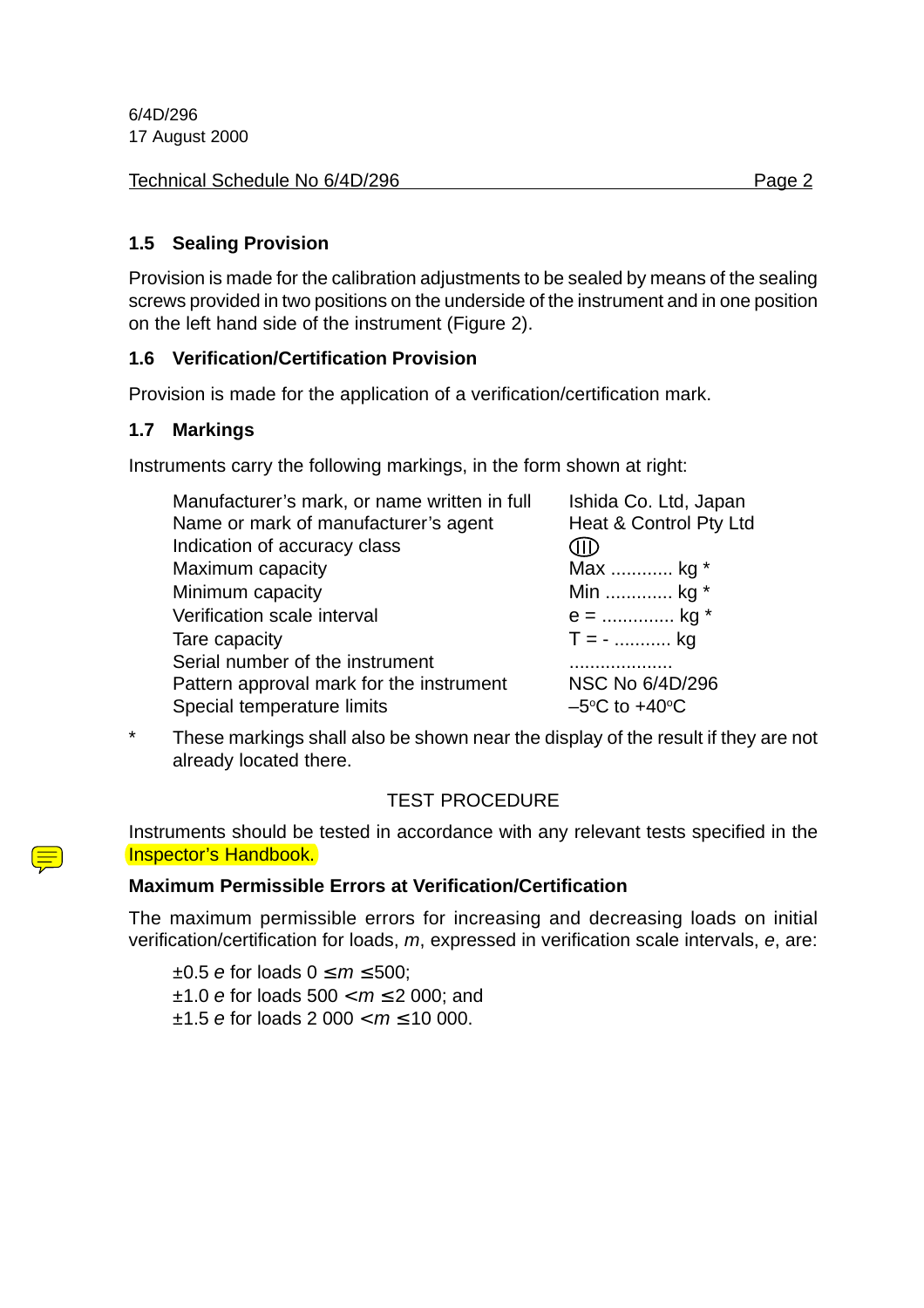### 1.5 Sealing Provision

Provision is made for the calibration adjustments to be sealed by means of the sealing screws provided in two positions on the underside of the instrument and in one position on the left hand side of the instrument (Figure 2).

### 1.6 Verification/Certification Provision

Provision is made for the application of a verification/certification mark.

### 1.7 Markings

Instruments carry the following markings, in the form shown at right:

| | |
|---|---|
| Manufacturer's mark, or name written in full | Ishida Co. Ltd, Japan |
| Name or mark of manufacturer's agent | Heat & Control Pty Ltd |
| Indication of accuracy class | (III) |
| Maximum capacity | Max ............ kg * |
| Minimum capacity | Min ............. kg * |
| Verification scale interval | e = .............. kg * |
| Tare capacity | T = - ........... kg |
| Serial number of the instrument | .................... |
| Pattern approval mark for the instrument | NSC No 6/4D/296 |
| Special temperature limits | –5°C to +40°C |

\* These markings shall also be shown near the display of the result if they are not already located there.

TEST PROCEDURE

Instruments should be tested in accordance with any relevant tests specified in the Inspector's Handbook.

**Maximum Permissible Errors at Verification/Certification**

The maximum permissible errors for increasing and decreasing loads on initial verification/certification for loads, *m*, expressed in verification scale intervals, *e*, are:

±0.5 $e$ for loads $0 \leq m \leq 500$;
±1.0 $e$ for loads $500 < m \leq 2\,000$; and
±1.5 $e$ for loads $2\,000 < m \leq 10\,000$.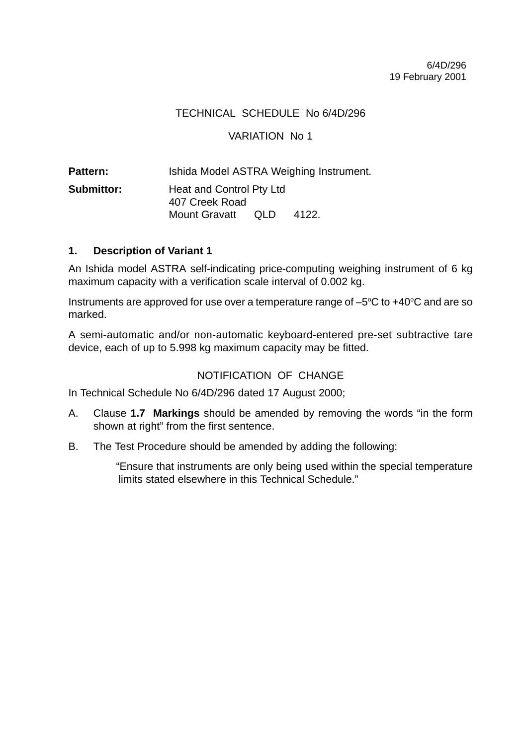6/4D/296
19 February 2001

TECHNICAL SCHEDULE No 6/4D/296

VARIATION No 1

**Pattern:** Ishida Model ASTRA Weighing Instrument.

**Submittor:** Heat and Control Pty Ltd
407 Creek Road
Mount Gravatt QLD 4122.

## 1. Description of Variant 1

An Ishida model ASTRA self-indicating price-computing weighing instrument of 6 kg maximum capacity with a verification scale interval of 0.002 kg.

Instruments are approved for use over a temperature range of –5$^{o}$C to +40$^{o}$C and are so marked.

A semi-automatic and/or non-automatic keyboard-entered pre-set subtractive tare device, each of up to 5.998 kg maximum capacity may be fitted.

NOTIFICATION OF CHANGE

In Technical Schedule No 6/4D/296 dated 17 August 2000;

A. Clause **1.7 Markings** should be amended by removing the words “in the form shown at right” from the first sentence.

B. The Test Procedure should be amended by adding the following:

> “Ensure that instruments are only being used within the special temperature limits stated elsewhere in this Technical Schedule.”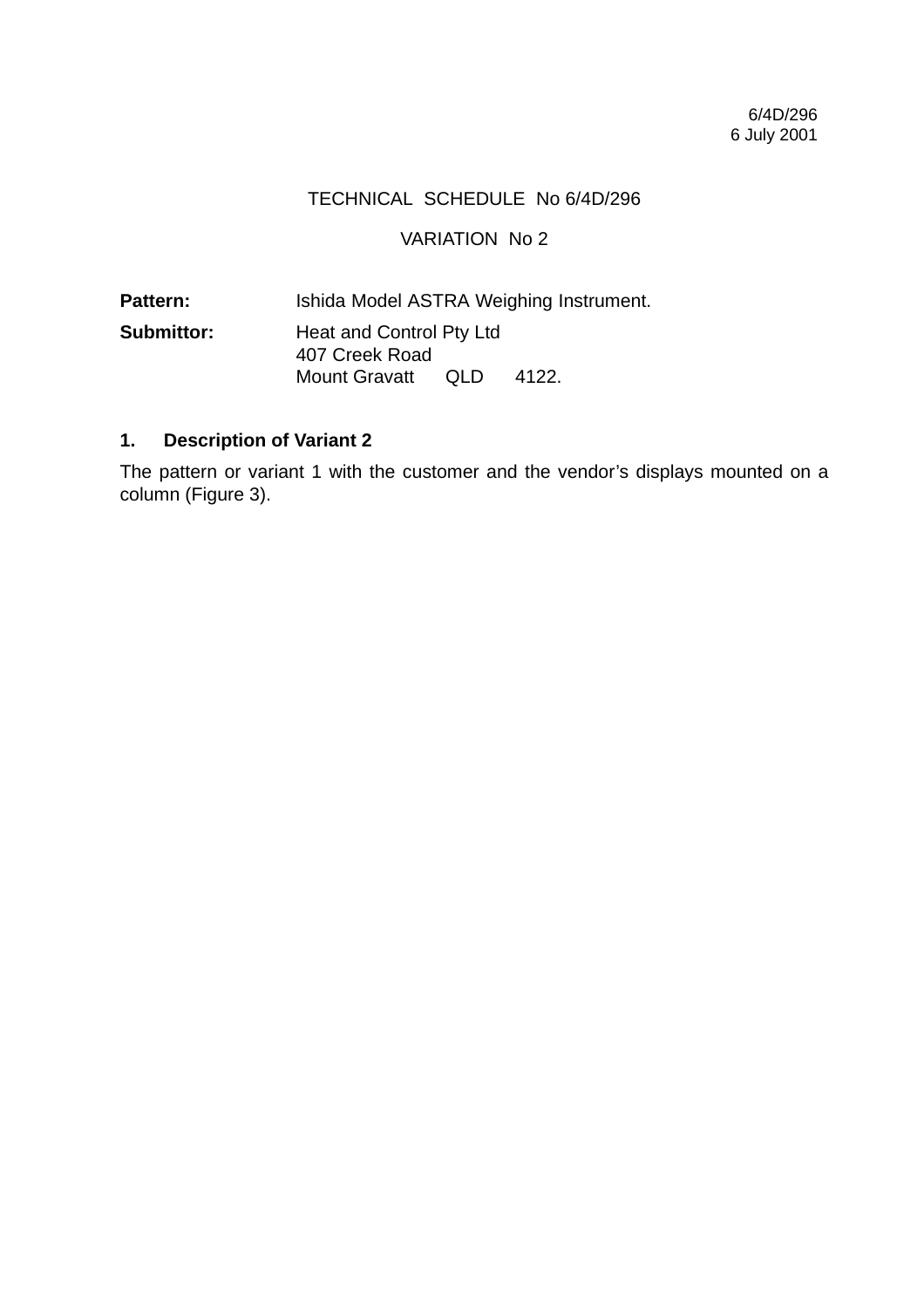6/4D/296
6 July 2001

TECHNICAL SCHEDULE No 6/4D/296

VARIATION No 2

**Pattern:** Ishida Model ASTRA Weighing Instrument.

**Submittor:** Heat and Control Pty Ltd
407 Creek Road
Mount Gravatt QLD 4122.

## 1. Description of Variant 2

The pattern or variant 1 with the customer and the vendor's displays mounted on a column (Figure 3).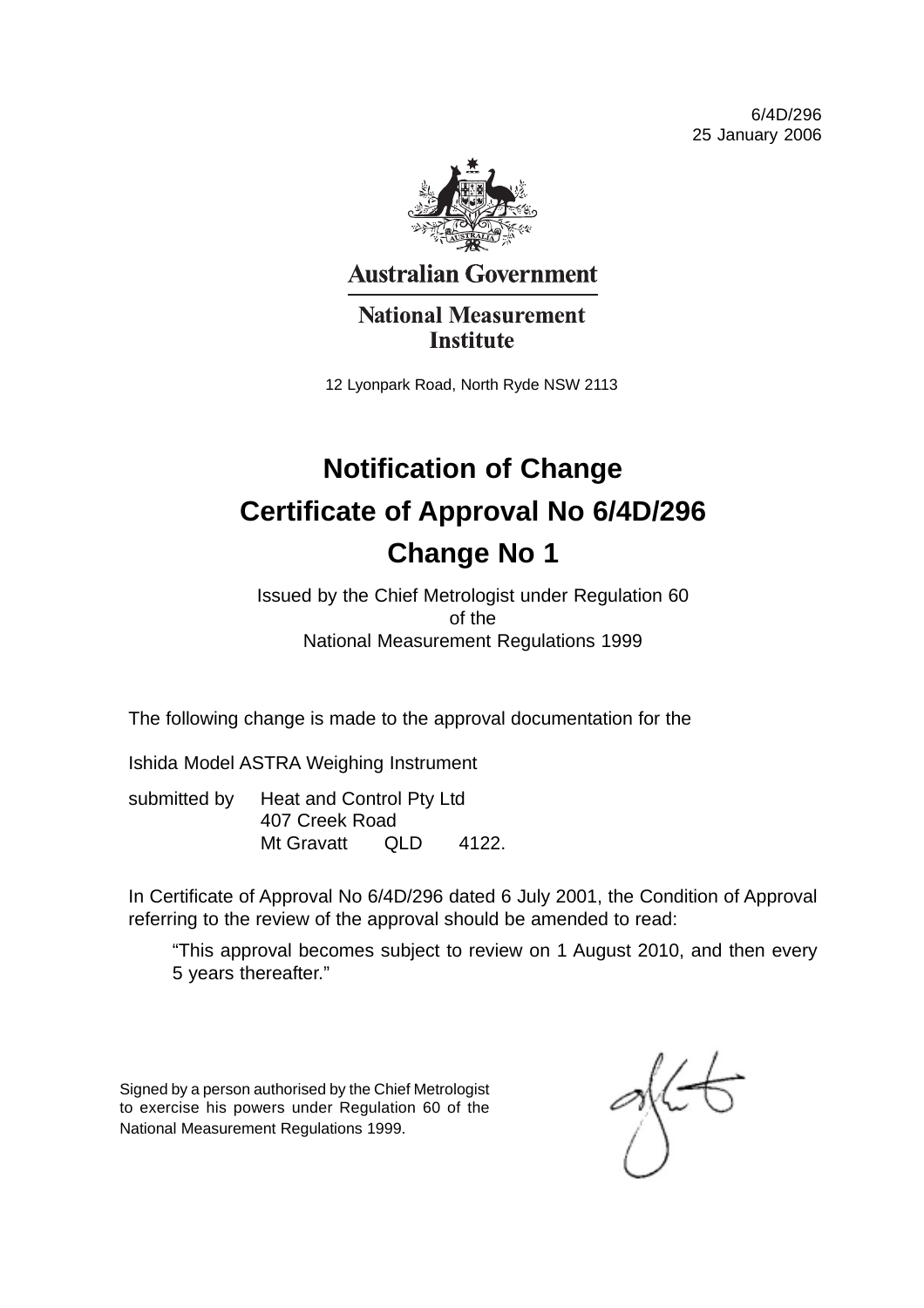6/4D/296
25 January 2006

**Australian Government**

**National Measurement Institute**

12 Lyonpark Road, North Ryde NSW 2113

# Notification of Change
# Certificate of Approval No 6/4D/296
# Change No 1

Issued by the Chief Metrologist under Regulation 60
of the
National Measurement Regulations 1999

The following change is made to the approval documentation for the

Ishida Model ASTRA Weighing Instrument

submitted by Heat and Control Pty Ltd
407 Creek Road
Mt Gravatt QLD 4122.

In Certificate of Approval No 6/4D/296 dated 6 July 2001, the Condition of Approval referring to the review of the approval should be amended to read:

> "This approval becomes subject to review on 1 August 2010, and then every 5 years thereafter."

Signed by a person authorised by the Chief Metrologist to exercise his powers under Regulation 60 of the National Measurement Regulations 1999.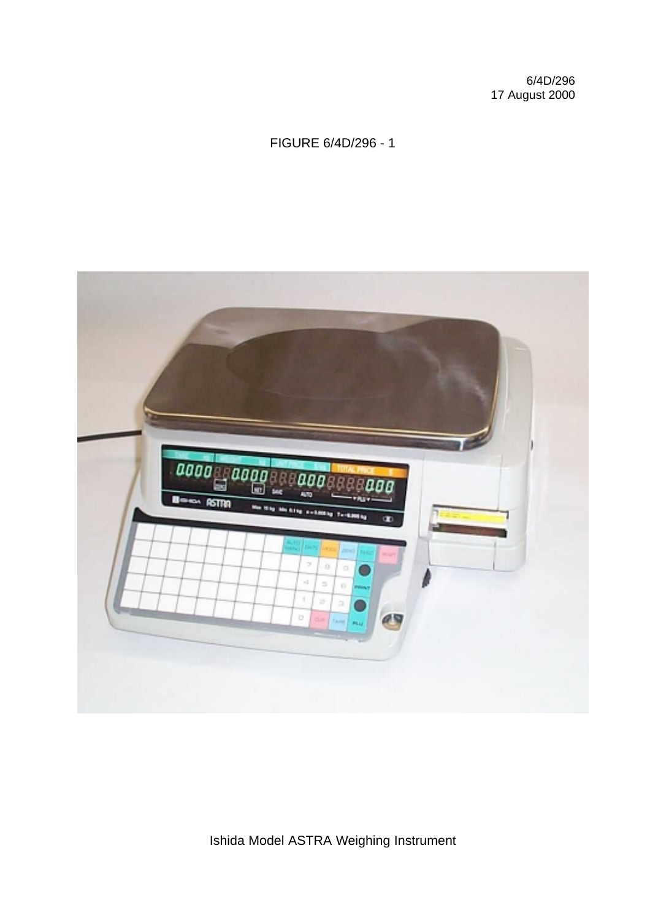6/4D/296
17 August 2000

FIGURE 6/4D/296 - 1

Ishida Model ASTRA Weighing Instrument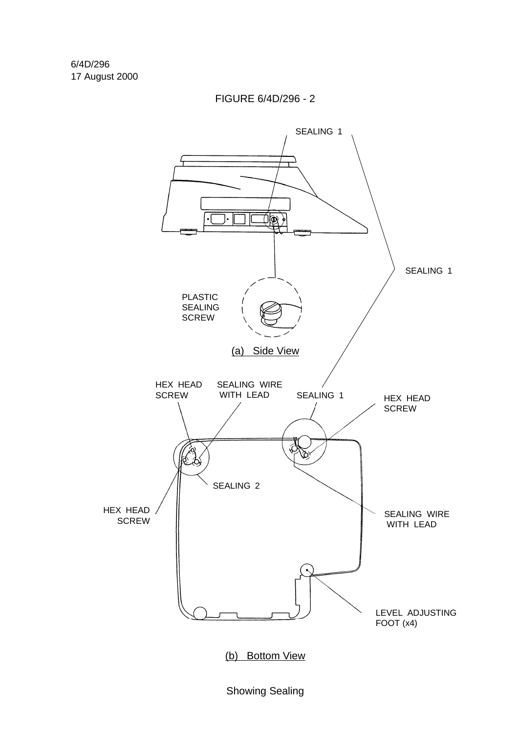6/4D/296
17 August 2000

FIGURE 6/4D/296 - 2

SEALING 1

SEALING 1

PLASTIC SEALING SCREW

(a) Side View

HEX HEAD SCREW

SEALING WIRE WITH LEAD

SEALING 1

HEX HEAD SCREW

SEALING 2

HEX HEAD SCREW

SEALING WIRE WITH LEAD

LEVEL ADJUSTING FOOT (x4)

(b) Bottom View

Showing Sealing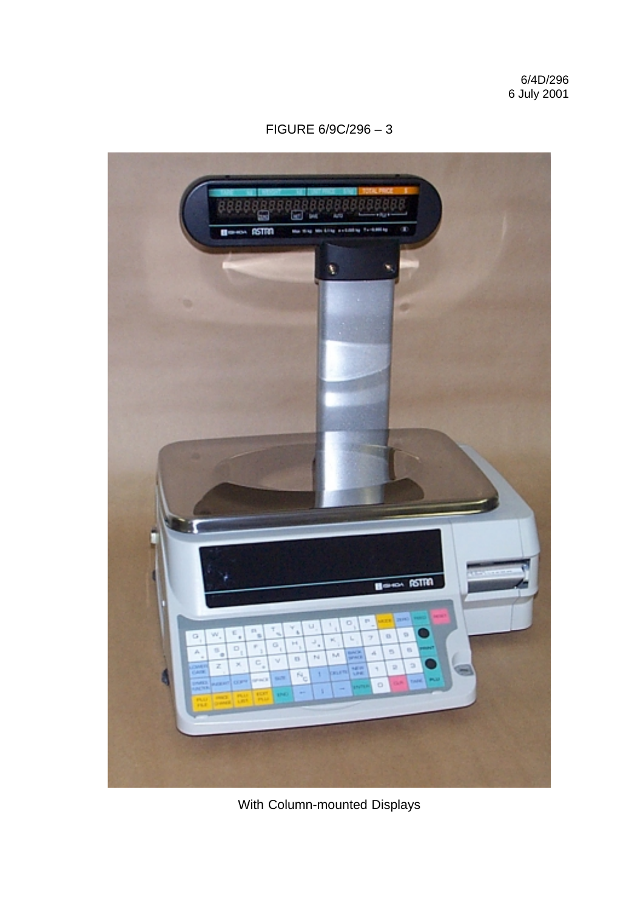6/4D/296
6 July 2001

FIGURE 6/9C/296 – 3

With Column-mounted Displays